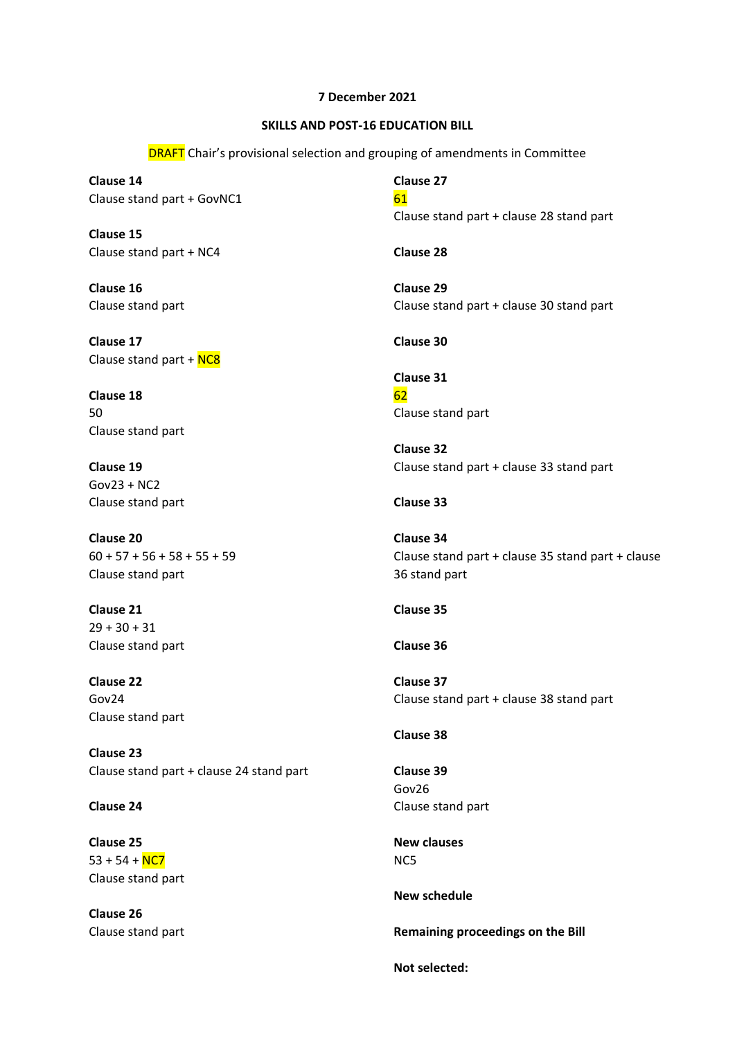**7 December 2021**

**SKILLS AND POST-16 EDUCATION BILL**

DRAFT Chair's provisional selection and grouping of amendments in Committee

**Clause 14**
Clause stand part + GovNC1

**Clause 15**
Clause stand part + NC4

**Clause 16**
Clause stand part

**Clause 17**
Clause stand part + NC8

**Clause 18**
50
Clause stand part

**Clause 19**
Gov23 + NC2
Clause stand part

**Clause 20**
60 + 57 + 56 + 58 + 55 + 59
Clause stand part

**Clause 21**
29 + 30 + 31
Clause stand part

**Clause 22**
Gov24
Clause stand part

**Clause 23**
Clause stand part + clause 24 stand part

**Clause 24**

**Clause 25**
53 + 54 + NC7
Clause stand part

**Clause 26**
Clause stand part

**Clause 27**
61
Clause stand part + clause 28 stand part

**Clause 28**

**Clause 29**
Clause stand part + clause 30 stand part

**Clause 30**

**Clause 31**
62
Clause stand part

**Clause 32**
Clause stand part + clause 33 stand part

**Clause 33**

**Clause 34**
Clause stand part + clause 35 stand part + clause 36 stand part

**Clause 35**

**Clause 36**

**Clause 37**
Clause stand part + clause 38 stand part

**Clause 38**

**Clause 39**
Gov26
Clause stand part

**New clauses**
NC5

**New schedule**

**Remaining proceedings on the Bill**

**Not selected:**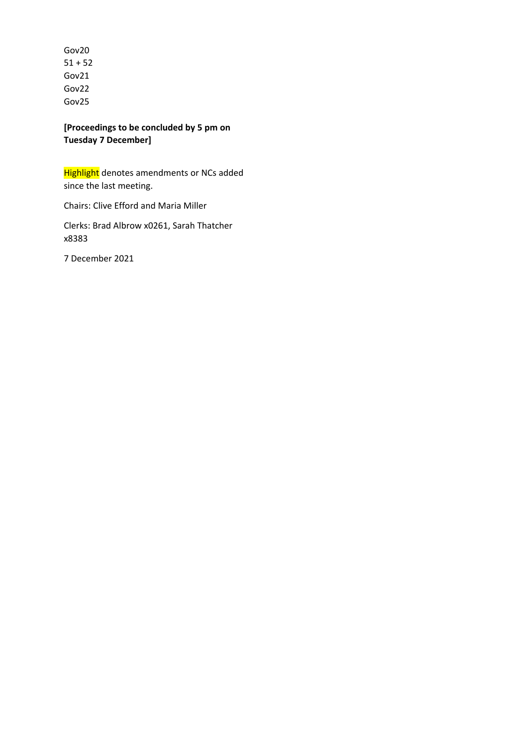Gov20  
51 + 52  
Gov21  
Gov22  
Gov25

**[Proceedings to be concluded by 5 pm on Tuesday 7 December]**

Highlight denotes amendments or NCs added since the last meeting.

Chairs: Clive Efford and Maria Miller

Clerks: Brad Albrow x0261, Sarah Thatcher x8383

7 December 2021